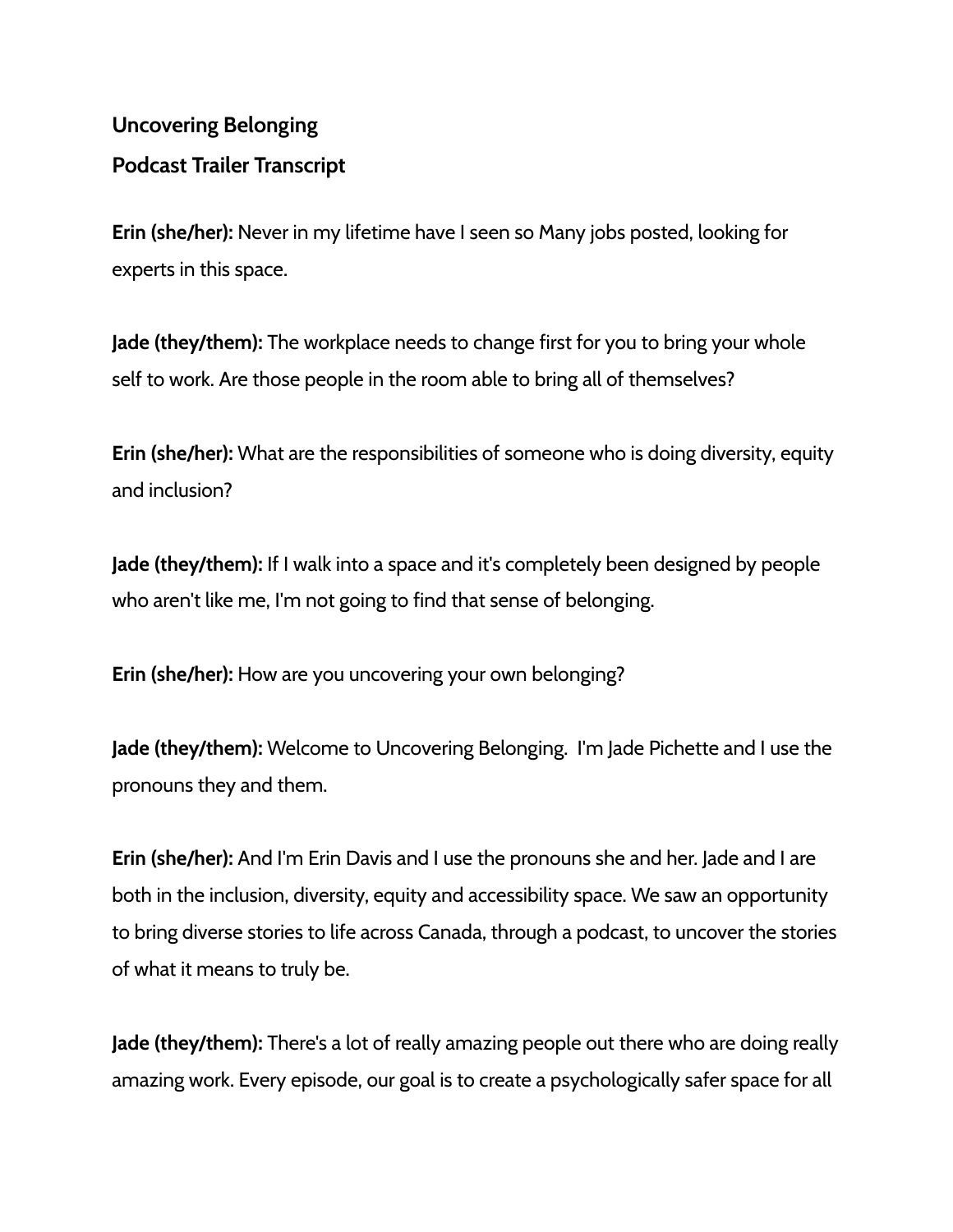**Uncovering Belonging**

**Podcast Trailer Transcript**

**Erin (she/her):** Never in my lifetime have I seen so Many jobs posted, looking for experts in this space.

**Jade (they/them):** The workplace needs to change first for you to bring your whole self to work. Are those people in the room able to bring all of themselves?

**Erin (she/her):** What are the responsibilities of someone who is doing diversity, equity and inclusion?

**Jade (they/them):** If I walk into a space and it's completely been designed by people who aren't like me, I'm not going to find that sense of belonging.

**Erin (she/her):** How are you uncovering your own belonging?

**Jade (they/them):** Welcome to Uncovering Belonging.  I'm Jade Pichette and I use the pronouns they and them.

**Erin (she/her):** And I'm Erin Davis and I use the pronouns she and her. Jade and I are both in the inclusion, diversity, equity and accessibility space. We saw an opportunity to bring diverse stories to life across Canada, through a podcast, to uncover the stories of what it means to truly be.

**Jade (they/them):** There's a lot of really amazing people out there who are doing really amazing work. Every episode, our goal is to create a psychologically safer space for all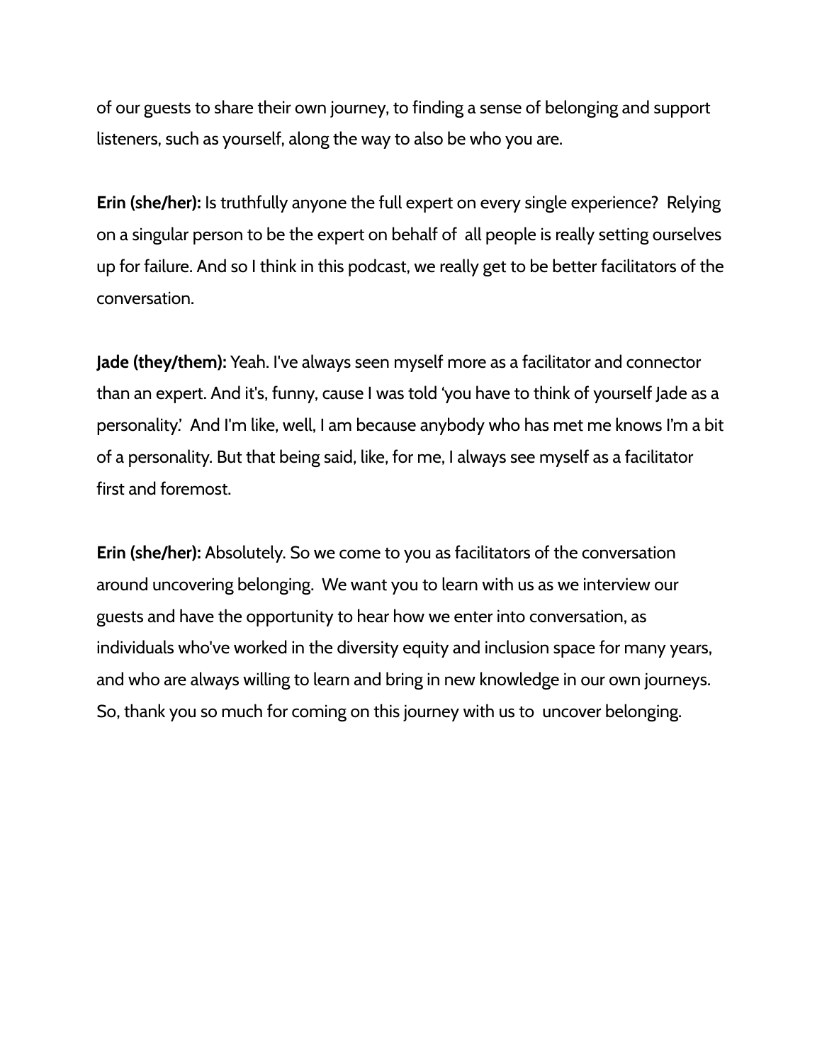of our guests to share their own journey, to finding a sense of belonging and support listeners, such as yourself, along the way to also be who you are.

**Erin (she/her):** Is truthfully anyone the full expert on every single experience? Relying on a singular person to be the expert on behalf of all people is really setting ourselves up for failure. And so I think in this podcast, we really get to be better facilitators of the conversation.

**Jade (they/them):** Yeah. I've always seen myself more as a facilitator and connector than an expert. And it's, funny, cause I was told 'you have to think of yourself Jade as a personality.' And I'm like, well, I am because anybody who has met me knows I'm a bit of a personality. But that being said, like, for me, I always see myself as a facilitator first and foremost.

**Erin (she/her):** Absolutely. So we come to you as facilitators of the conversation around uncovering belonging. We want you to learn with us as we interview our guests and have the opportunity to hear how we enter into conversation, as individuals who've worked in the diversity equity and inclusion space for many years, and who are always willing to learn and bring in new knowledge in our own journeys. So, thank you so much for coming on this journey with us to uncover belonging.